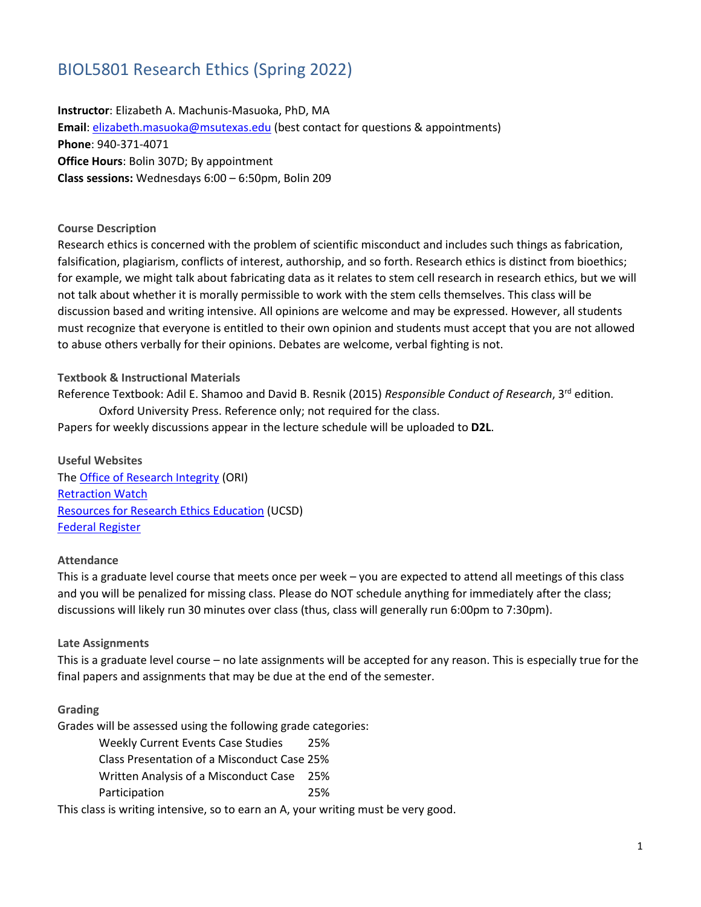# BIOL5801 Research Ethics (Spring 2022)

**Instructor**: Elizabeth A. Machunis-Masuoka, PhD, MA
**Email**: elizabeth.masuoka@msutexas.edu (best contact for questions & appointments)
**Phone**: 940-371-4071
**Office Hours**: Bolin 307D; By appointment
**Class sessions:** Wednesdays 6:00 – 6:50pm, Bolin 209

### Course Description

Research ethics is concerned with the problem of scientific misconduct and includes such things as fabrication, falsification, plagiarism, conflicts of interest, authorship, and so forth. Research ethics is distinct from bioethics; for example, we might talk about fabricating data as it relates to stem cell research in research ethics, but we will not talk about whether it is morally permissible to work with the stem cells themselves. This class will be discussion based and writing intensive. All opinions are welcome and may be expressed. However, all students must recognize that everyone is entitled to their own opinion and students must accept that you are not allowed to abuse others verbally for their opinions. Debates are welcome, verbal fighting is not.

### Textbook & Instructional Materials

Reference Textbook: Adil E. Shamoo and David B. Resnik (2015) *Responsible Conduct of Research*, 3rd edition. Oxford University Press. Reference only; not required for the class.
Papers for weekly discussions appear in the lecture schedule will be uploaded to **D2L**.

### Useful Websites

The Office of Research Integrity (ORI)
Retraction Watch
Resources for Research Ethics Education (UCSD)
Federal Register

### Attendance

This is a graduate level course that meets once per week – you are expected to attend all meetings of this class and you will be penalized for missing class. Please do NOT schedule anything for immediately after the class; discussions will likely run 30 minutes over class (thus, class will generally run 6:00pm to 7:30pm).

### Late Assignments

This is a graduate level course – no late assignments will be accepted for any reason. This is especially true for the final papers and assignments that may be due at the end of the semester.

### Grading

Grades will be assessed using the following grade categories:

| Category | Weight |
| --- | --- |
| Weekly Current Events Case Studies | 25% |
| Class Presentation of a Misconduct Case | 25% |
| Written Analysis of a Misconduct Case | 25% |
| Participation | 25% |

This class is writing intensive, so to earn an A, your writing must be very good.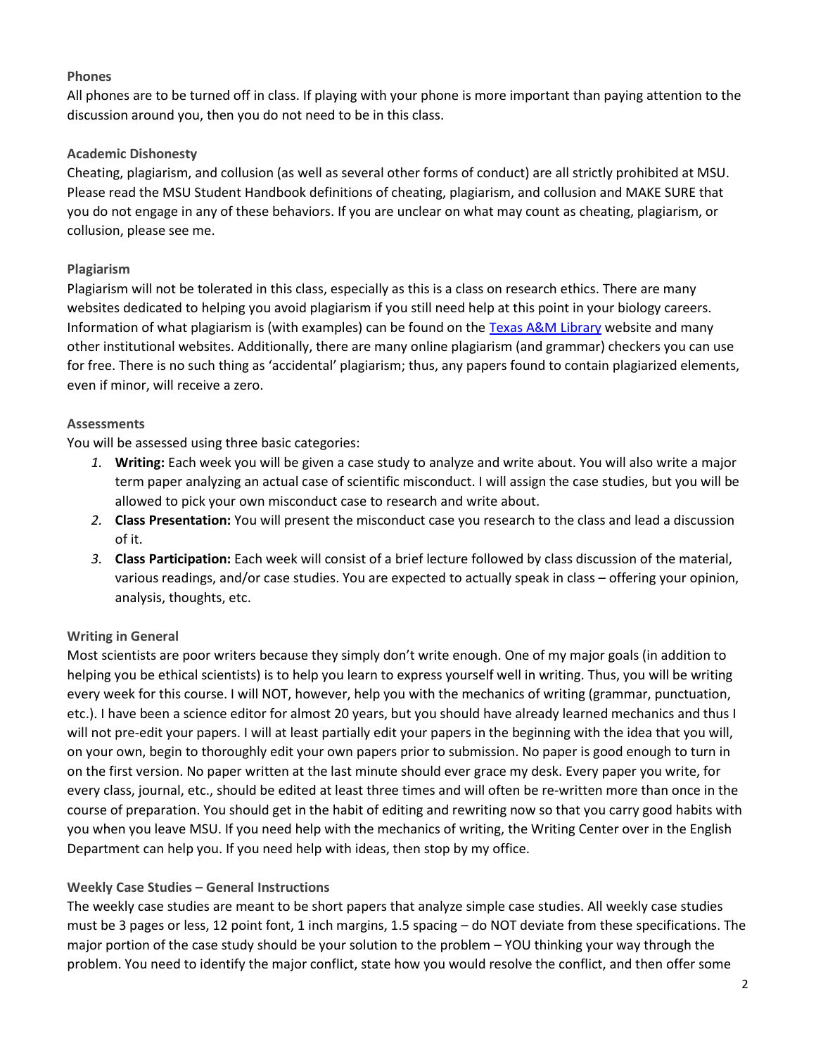### Phones

All phones are to be turned off in class. If playing with your phone is more important than paying attention to the discussion around you, then you do not need to be in this class.

### Academic Dishonesty

Cheating, plagiarism, and collusion (as well as several other forms of conduct) are all strictly prohibited at MSU. Please read the MSU Student Handbook definitions of cheating, plagiarism, and collusion and MAKE SURE that you do not engage in any of these behaviors. If you are unclear on what may count as cheating, plagiarism, or collusion, please see me.

### Plagiarism

Plagiarism will not be tolerated in this class, especially as this is a class on research ethics. There are many websites dedicated to helping you avoid plagiarism if you still need help at this point in your biology careers. Information of what plagiarism is (with examples) can be found on the Texas A&M Library website and many other institutional websites. Additionally, there are many online plagiarism (and grammar) checkers you can use for free. There is no such thing as 'accidental' plagiarism; thus, any papers found to contain plagiarized elements, even if minor, will receive a zero.

### Assessments

You will be assessed using three basic categories:

1. **Writing:** Each week you will be given a case study to analyze and write about. You will also write a major term paper analyzing an actual case of scientific misconduct. I will assign the case studies, but you will be allowed to pick your own misconduct case to research and write about.
2. **Class Presentation:** You will present the misconduct case you research to the class and lead a discussion of it.
3. **Class Participation:** Each week will consist of a brief lecture followed by class discussion of the material, various readings, and/or case studies. You are expected to actually speak in class – offering your opinion, analysis, thoughts, etc.

### Writing in General

Most scientists are poor writers because they simply don't write enough. One of my major goals (in addition to helping you be ethical scientists) is to help you learn to express yourself well in writing. Thus, you will be writing every week for this course. I will NOT, however, help you with the mechanics of writing (grammar, punctuation, etc.). I have been a science editor for almost 20 years, but you should have already learned mechanics and thus I will not pre-edit your papers. I will at least partially edit your papers in the beginning with the idea that you will, on your own, begin to thoroughly edit your own papers prior to submission. No paper is good enough to turn in on the first version. No paper written at the last minute should ever grace my desk. Every paper you write, for every class, journal, etc., should be edited at least three times and will often be re-written more than once in the course of preparation. You should get in the habit of editing and rewriting now so that you carry good habits with you when you leave MSU. If you need help with the mechanics of writing, the Writing Center over in the English Department can help you. If you need help with ideas, then stop by my office.

### Weekly Case Studies – General Instructions

The weekly case studies are meant to be short papers that analyze simple case studies. All weekly case studies must be 3 pages or less, 12 point font, 1 inch margins, 1.5 spacing – do NOT deviate from these specifications. The major portion of the case study should be your solution to the problem – YOU thinking your way through the problem. You need to identify the major conflict, state how you would resolve the conflict, and then offer some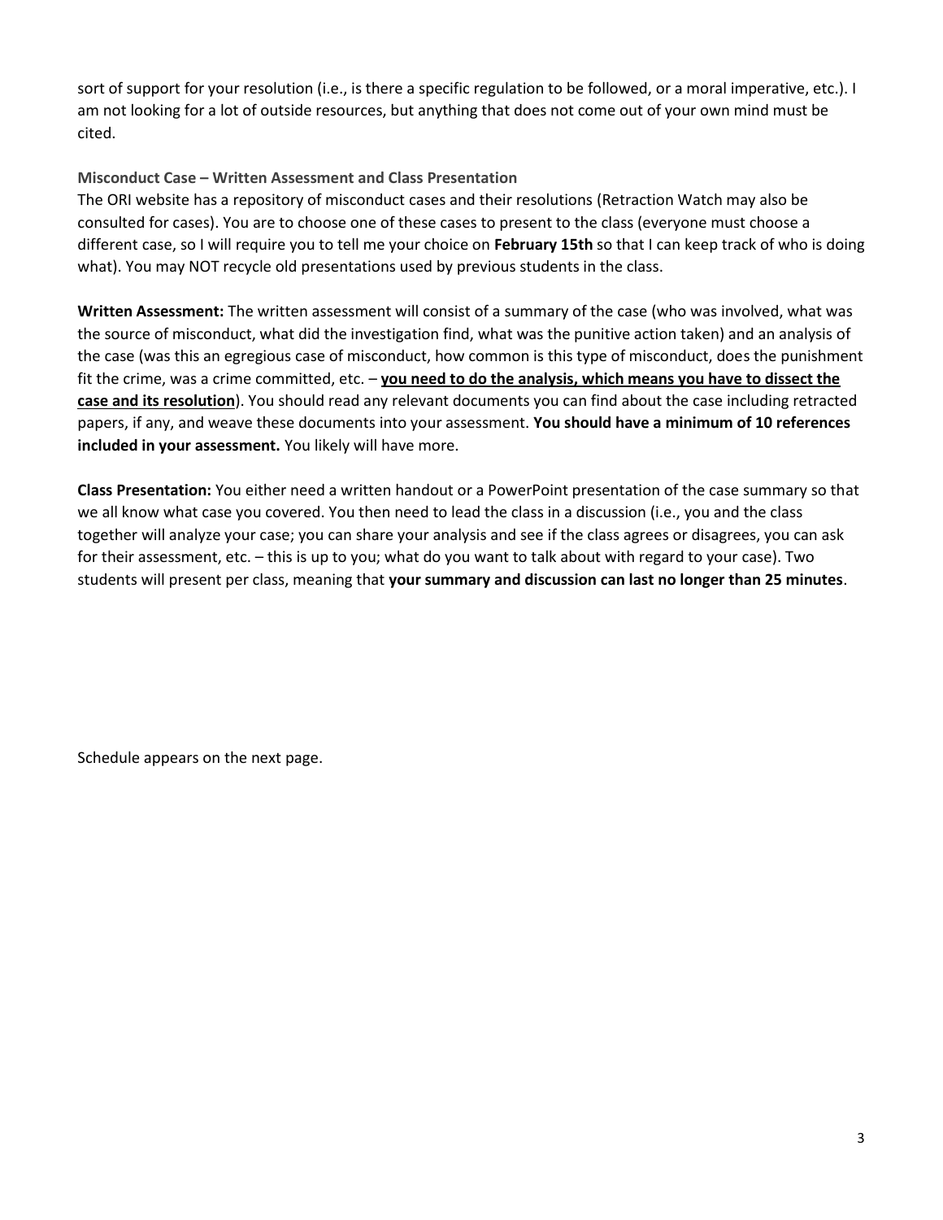sort of support for your resolution (i.e., is there a specific regulation to be followed, or a moral imperative, etc.). I am not looking for a lot of outside resources, but anything that does not come out of your own mind must be cited.

### Misconduct Case – Written Assessment and Class Presentation

The ORI website has a repository of misconduct cases and their resolutions (Retraction Watch may also be consulted for cases). You are to choose one of these cases to present to the class (everyone must choose a different case, so I will require you to tell me your choice on **February 15th** so that I can keep track of who is doing what). You may NOT recycle old presentations used by previous students in the class.

**Written Assessment:** The written assessment will consist of a summary of the case (who was involved, what was the source of misconduct, what did the investigation find, what was the punitive action taken) and an analysis of the case (was this an egregious case of misconduct, how common is this type of misconduct, does the punishment fit the crime, was a crime committed, etc. – <u>**you need to do the analysis, which means you have to dissect the case and its resolution**</u>). You should read any relevant documents you can find about the case including retracted papers, if any, and weave these documents into your assessment. **You should have a minimum of 10 references included in your assessment.** You likely will have more.

**Class Presentation:** You either need a written handout or a PowerPoint presentation of the case summary so that we all know what case you covered. You then need to lead the class in a discussion (i.e., you and the class together will analyze your case; you can share your analysis and see if the class agrees or disagrees, you can ask for their assessment, etc. – this is up to you; what do you want to talk about with regard to your case). Two students will present per class, meaning that **your summary and discussion can last no longer than 25 minutes**.

Schedule appears on the next page.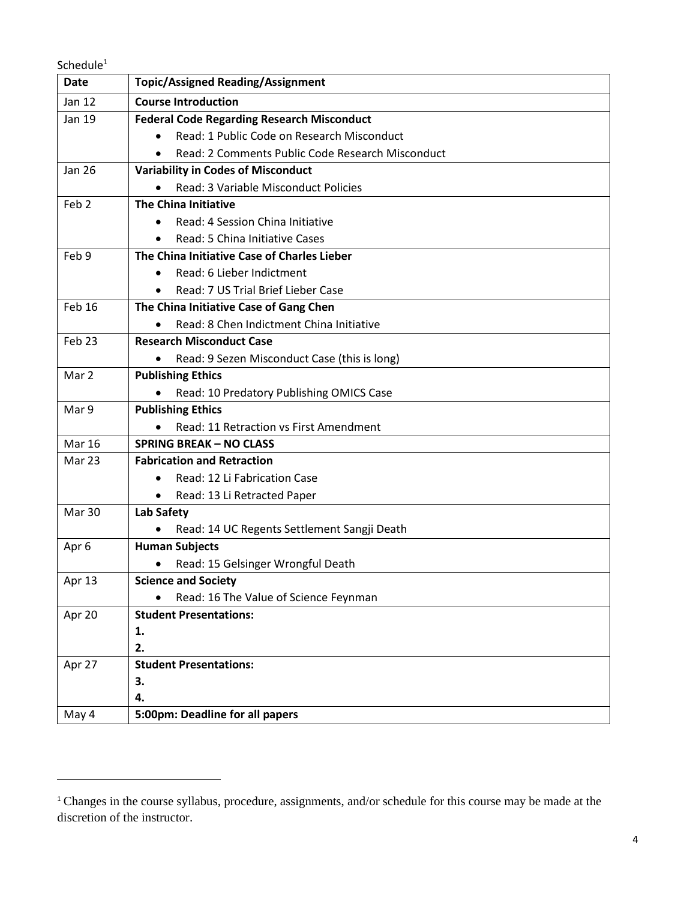Schedule[1]

| Date | Topic/Assigned Reading/Assignment |
|---|---|
| Jan 12 | **Course Introduction** |
| Jan 19 | **Federal Code Regarding Research Misconduct**<br>• Read: 1 Public Code on Research Misconduct<br>• Read: 2 Comments Public Code Research Misconduct |
| Jan 26 | **Variability in Codes of Misconduct**<br>• Read: 3 Variable Misconduct Policies |
| Feb 2 | **The China Initiative**<br>• Read: 4 Session China Initiative<br>• Read: 5 China Initiative Cases |
| Feb 9 | **The China Initiative Case of Charles Lieber**<br>• Read: 6 Lieber Indictment<br>• Read: 7 US Trial Brief Lieber Case |
| Feb 16 | **The China Initiative Case of Gang Chen**<br>• Read: 8 Chen Indictment China Initiative |
| Feb 23 | **Research Misconduct Case**<br>• Read: 9 Sezen Misconduct Case (this is long) |
| Mar 2 | **Publishing Ethics**<br>• Read: 10 Predatory Publishing OMICS Case |
| Mar 9 | **Publishing Ethics**<br>• Read: 11 Retraction vs First Amendment |
| Mar 16 | **SPRING BREAK – NO CLASS** |
| Mar 23 | **Fabrication and Retraction**<br>• Read: 12 Li Fabrication Case<br>• Read: 13 Li Retracted Paper |
| Mar 30 | **Lab Safety**<br>• Read: 14 UC Regents Settlement Sangji Death |
| Apr 6 | **Human Subjects**<br>• Read: 15 Gelsinger Wrongful Death |
| Apr 13 | **Science and Society**<br>• Read: 16 The Value of Science Feynman |
| Apr 20 | **Student Presentations:**<br>**1.**<br>**2.** |
| Apr 27 | **Student Presentations:**<br>**3.**<br>**4.** |
| May 4 | **5:00pm: Deadline for all papers** |

[1] Changes in the course syllabus, procedure, assignments, and/or schedule for this course may be made at the discretion of the instructor.